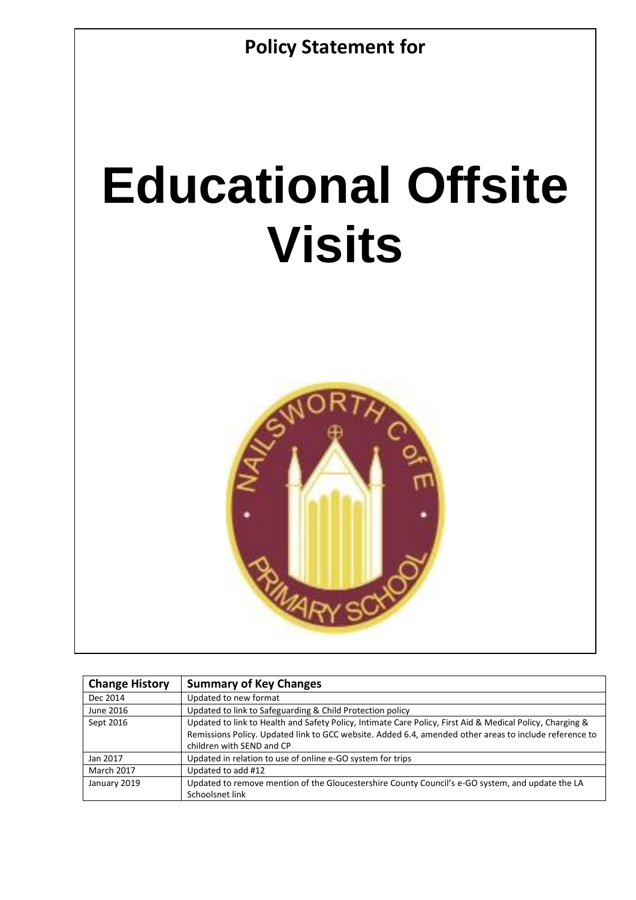**Policy Statement for**

# Educational Offsite Visits

| Change History | Summary of Key Changes |
| --- | --- |
| Dec 2014 | Updated to new format |
| June 2016 | Updated to link to Safeguarding & Child Protection policy |
| Sept 2016 | Updated to link to Health and Safety Policy, Intimate Care Policy, First Aid & Medical Policy, Charging & Remissions Policy. Updated link to GCC website. Added 6.4, amended other areas to include reference to children with SEND and CP |
| Jan 2017 | Updated in relation to use of online e-GO system for trips |
| March 2017 | Updated to add #12 |
| January 2019 | Updated to remove mention of the Gloucestershire County Council's e-GO system, and update the LA Schoolsnet link |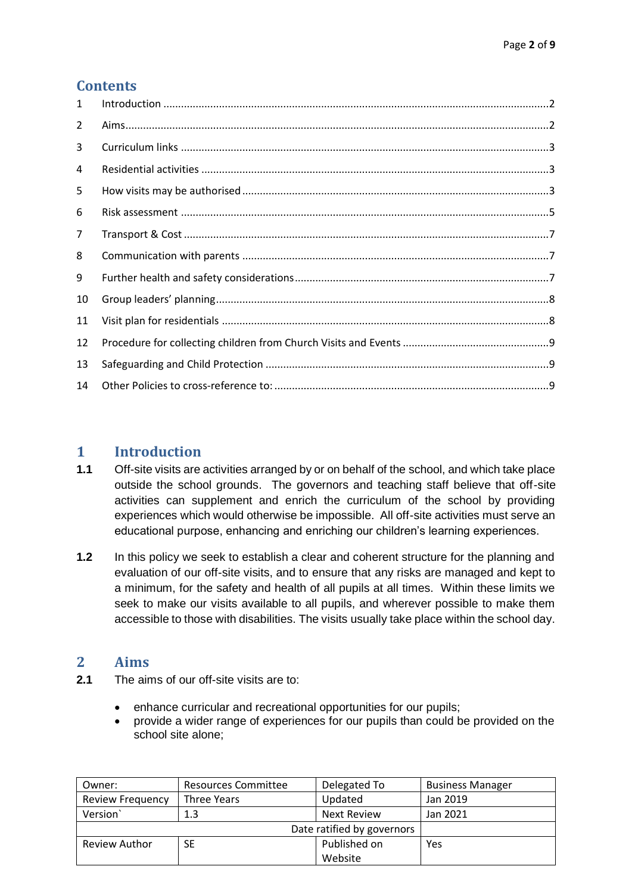## Contents

| | | |
|---|---|---|
| 1 | Introduction | 2 |
| 2 | Aims | 2 |
| 3 | Curriculum links | 3 |
| 4 | Residential activities | 3 |
| 5 | How visits may be authorised | 3 |
| 6 | Risk assessment | 5 |
| 7 | Transport & Cost | 7 |
| 8 | Communication with parents | 7 |
| 9 | Further health and safety considerations | 7 |
| 10 | Group leaders' planning | 8 |
| 11 | Visit plan for residentials | 8 |
| 12 | Procedure for collecting children from Church Visits and Events | 9 |
| 13 | Safeguarding and Child Protection | 9 |
| 14 | Other Policies to cross-reference to: | 9 |

# 1 Introduction

**1.1** Off-site visits are activities arranged by or on behalf of the school, and which take place outside the school grounds. The governors and teaching staff believe that off-site activities can supplement and enrich the curriculum of the school by providing experiences which would otherwise be impossible. All off-site activities must serve an educational purpose, enhancing and enriching our children's learning experiences.

**1.2** In this policy we seek to establish a clear and coherent structure for the planning and evaluation of our off-site visits, and to ensure that any risks are managed and kept to a minimum, for the safety and health of all pupils at all times. Within these limits we seek to make our visits available to all pupils, and wherever possible to make them accessible to those with disabilities. The visits usually take place within the school day.

# 2 Aims

**2.1** The aims of our off-site visits are to:

- enhance curricular and recreational opportunities for our pupils;
- provide a wider range of experiences for our pupils than could be provided on the school site alone;

| Owner: | Resources Committee | Delegated To | Business Manager |
|---|---|---|---|
| Review Frequency | Three Years | Updated | Jan 2019 |
| Version` | 1.3 | Next Review | Jan 2021 |
| | | Date ratified by governors | |
| Review Author | SE | Published on Website | Yes |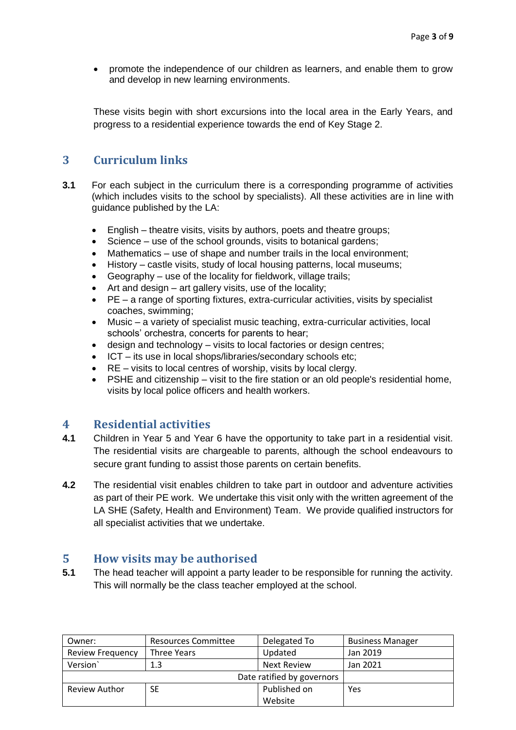- promote the independence of our children as learners, and enable them to grow and develop in new learning environments.

These visits begin with short excursions into the local area in the Early Years, and progress to a residential experience towards the end of Key Stage 2.

## 3 Curriculum links

**3.1** For each subject in the curriculum there is a corresponding programme of activities (which includes visits to the school by specialists). All these activities are in line with guidance published by the LA:

- English – theatre visits, visits by authors, poets and theatre groups;
- Science – use of the school grounds, visits to botanical gardens;
- Mathematics – use of shape and number trails in the local environment;
- History – castle visits, study of local housing patterns, local museums;
- Geography – use of the locality for fieldwork, village trails;
- Art and design – art gallery visits, use of the locality;
- PE – a range of sporting fixtures, extra-curricular activities, visits by specialist coaches, swimming;
- Music – a variety of specialist music teaching, extra-curricular activities, local schools' orchestra, concerts for parents to hear;
- design and technology – visits to local factories or design centres;
- ICT – its use in local shops/libraries/secondary schools etc;
- RE – visits to local centres of worship, visits by local clergy.
- PSHE and citizenship – visit to the fire station or an old people's residential home, visits by local police officers and health workers.

## 4 Residential activities

**4.1** Children in Year 5 and Year 6 have the opportunity to take part in a residential visit. The residential visits are chargeable to parents, although the school endeavours to secure grant funding to assist those parents on certain benefits.

**4.2** The residential visit enables children to take part in outdoor and adventure activities as part of their PE work. We undertake this visit only with the written agreement of the LA SHE (Safety, Health and Environment) Team. We provide qualified instructors for all specialist activities that we undertake.

## 5 How visits may be authorised

**5.1** The head teacher will appoint a party leader to be responsible for running the activity. This will normally be the class teacher employed at the school.

| Owner: | Resources Committee | Delegated To | Business Manager |
|---|---|---|---|
| Review Frequency | Three Years | Updated | Jan 2019 |
| Version` | 1.3 | Next Review | Jan 2021 |
| | | Date ratified by governors | |
| Review Author | SE | Published on Website | Yes |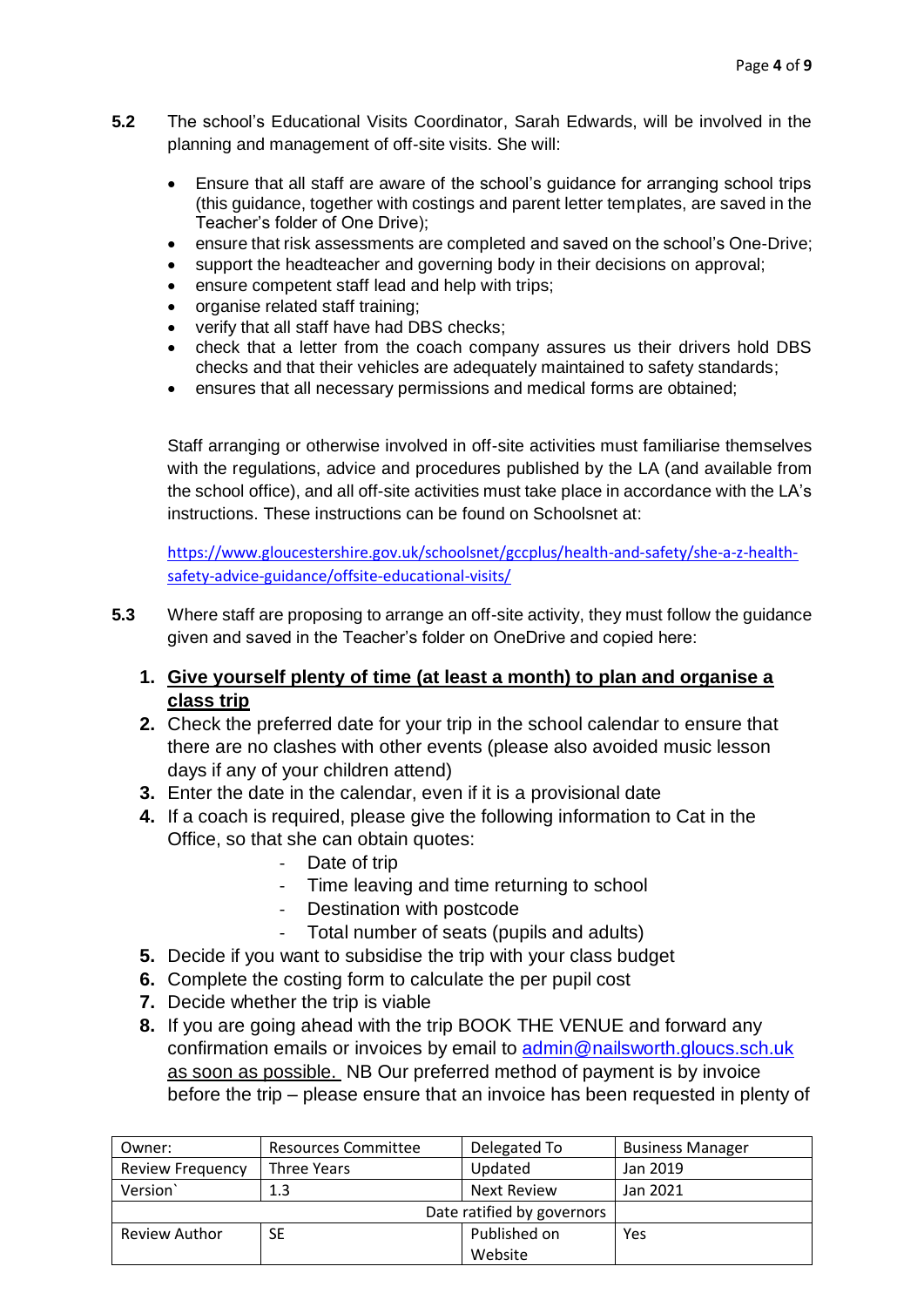**5.2** The school's Educational Visits Coordinator, Sarah Edwards, will be involved in the planning and management of off-site visits. She will:

- Ensure that all staff are aware of the school's guidance for arranging school trips (this guidance, together with costings and parent letter templates, are saved in the Teacher's folder of One Drive);
- ensure that risk assessments are completed and saved on the school's One-Drive;
- support the headteacher and governing body in their decisions on approval;
- ensure competent staff lead and help with trips;
- organise related staff training;
- verify that all staff have had DBS checks;
- check that a letter from the coach company assures us their drivers hold DBS checks and that their vehicles are adequately maintained to safety standards;
- ensures that all necessary permissions and medical forms are obtained;

Staff arranging or otherwise involved in off-site activities must familiarise themselves with the regulations, advice and procedures published by the LA (and available from the school office), and all off-site activities must take place in accordance with the LA's instructions. These instructions can be found on Schoolsnet at:

https://www.gloucestershire.gov.uk/schoolsnet/gccplus/health-and-safety/she-a-z-health-safety-advice-guidance/offsite-educational-visits/

**5.3** Where staff are proposing to arrange an off-site activity, they must follow the guidance given and saved in the Teacher's folder on OneDrive and copied here:

1. **<u>Give yourself plenty of time (at least a month) to plan and organise a class trip</u>**
2. Check the preferred date for your trip in the school calendar to ensure that there are no clashes with other events (please also avoided music lesson days if any of your children attend)
3. Enter the date in the calendar, even if it is a provisional date
4. If a coach is required, please give the following information to Cat in the Office, so that she can obtain quotes:
   - Date of trip
   - Time leaving and time returning to school
   - Destination with postcode
   - Total number of seats (pupils and adults)
5. Decide if you want to subsidise the trip with your class budget
6. Complete the costing form to calculate the per pupil cost
7. Decide whether the trip is viable
8. If you are going ahead with the trip BOOK THE VENUE and forward any confirmation emails or invoices by email to admin@nailsworth.gloucs.sch.uk <u>as soon as possible.</u> NB Our preferred method of payment is by invoice before the trip – please ensure that an invoice has been requested in plenty of

| Owner: | Resources Committee | Delegated To | Business Manager |
|---|---|---|---|
| Review Frequency | Three Years | Updated | Jan 2019 |
| Version` | 1.3 | Next Review | Jan 2021 |
| | | Date ratified by governors | |
| Review Author | SE | Published on Website | Yes |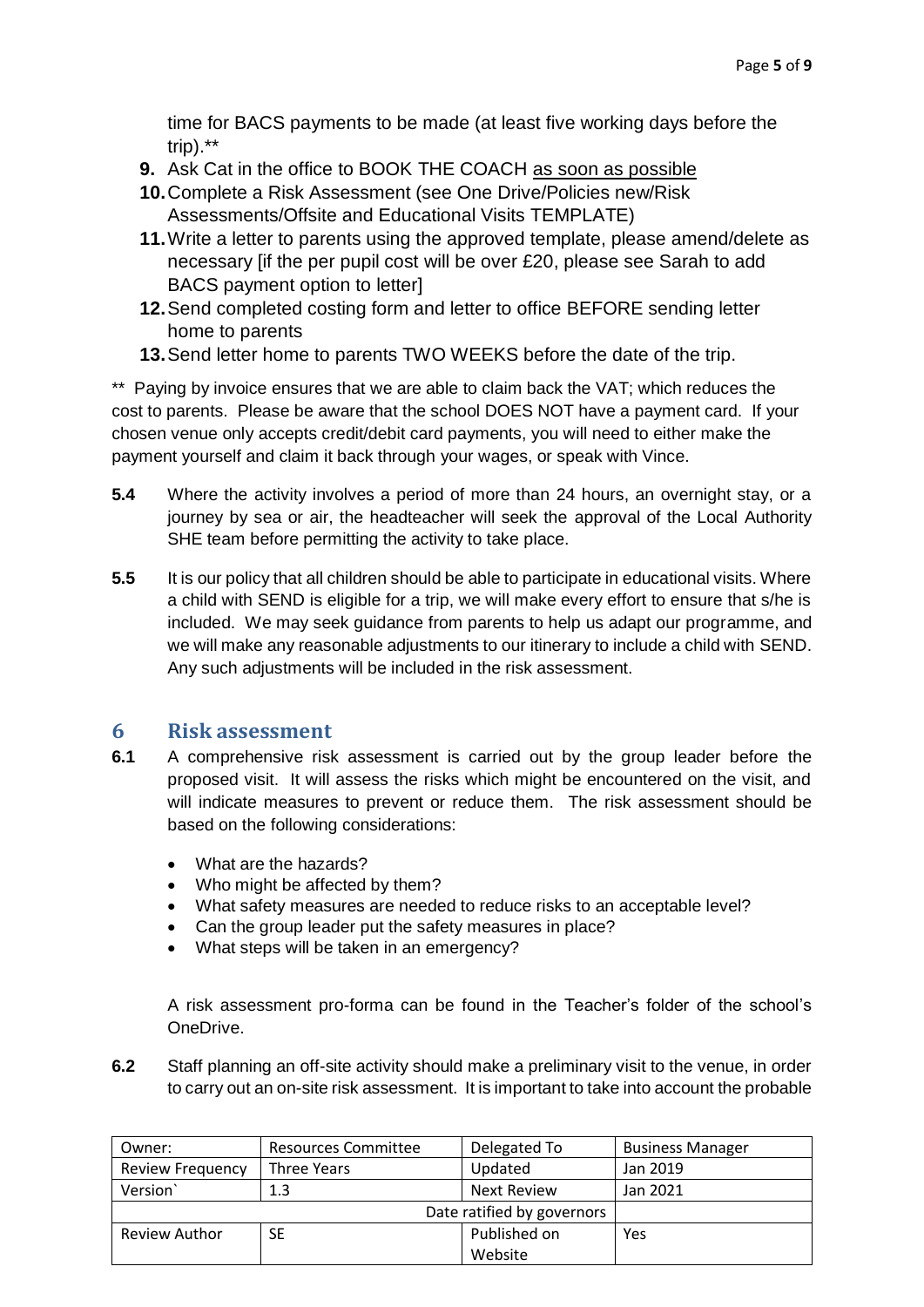time for BACS payments to be made (at least five working days before the trip).**

9. Ask Cat in the office to BOOK THE COACH as soon as possible
10. Complete a Risk Assessment (see One Drive/Policies new/Risk Assessments/Offsite and Educational Visits TEMPLATE)
11. Write a letter to parents using the approved template, please amend/delete as necessary [if the per pupil cost will be over £20, please see Sarah to add BACS payment option to letter]
12. Send completed costing form and letter to office BEFORE sending letter home to parents
13. Send letter home to parents TWO WEEKS before the date of the trip.

** Paying by invoice ensures that we are able to claim back the VAT; which reduces the cost to parents. Please be aware that the school DOES NOT have a payment card. If your chosen venue only accepts credit/debit card payments, you will need to either make the payment yourself and claim it back through your wages, or speak with Vince.

**5.4** Where the activity involves a period of more than 24 hours, an overnight stay, or a journey by sea or air, the headteacher will seek the approval of the Local Authority SHE team before permitting the activity to take place.

**5.5** It is our policy that all children should be able to participate in educational visits. Where a child with SEND is eligible for a trip, we will make every effort to ensure that s/he is included. We may seek guidance from parents to help us adapt our programme, and we will make any reasonable adjustments to our itinerary to include a child with SEND. Any such adjustments will be included in the risk assessment.

## 6 Risk assessment

**6.1** A comprehensive risk assessment is carried out by the group leader before the proposed visit. It will assess the risks which might be encountered on the visit, and will indicate measures to prevent or reduce them. The risk assessment should be based on the following considerations:

- What are the hazards?
- Who might be affected by them?
- What safety measures are needed to reduce risks to an acceptable level?
- Can the group leader put the safety measures in place?
- What steps will be taken in an emergency?

A risk assessment pro-forma can be found in the Teacher's folder of the school's OneDrive.

**6.2** Staff planning an off-site activity should make a preliminary visit to the venue, in order to carry out an on-site risk assessment. It is important to take into account the probable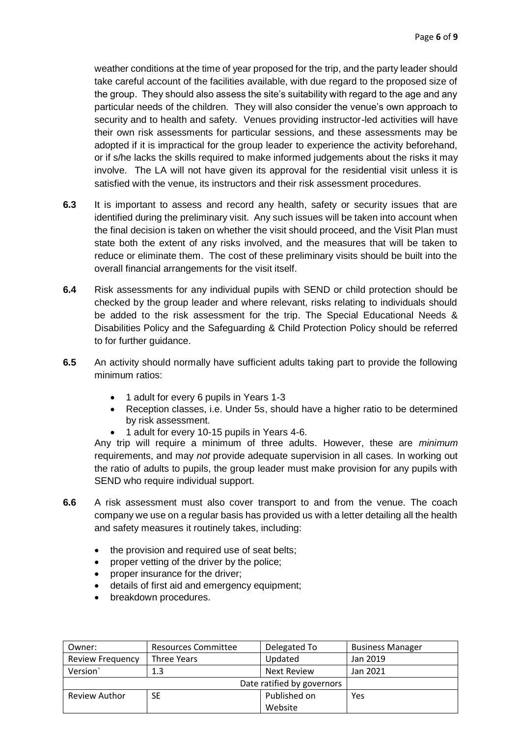weather conditions at the time of year proposed for the trip, and the party leader should take careful account of the facilities available, with due regard to the proposed size of the group. They should also assess the site's suitability with regard to the age and any particular needs of the children. They will also consider the venue's own approach to security and to health and safety. Venues providing instructor-led activities will have their own risk assessments for particular sessions, and these assessments may be adopted if it is impractical for the group leader to experience the activity beforehand, or if s/he lacks the skills required to make informed judgements about the risks it may involve. The LA will not have given its approval for the residential visit unless it is satisfied with the venue, its instructors and their risk assessment procedures.

**6.3** It is important to assess and record any health, safety or security issues that are identified during the preliminary visit. Any such issues will be taken into account when the final decision is taken on whether the visit should proceed, and the Visit Plan must state both the extent of any risks involved, and the measures that will be taken to reduce or eliminate them. The cost of these preliminary visits should be built into the overall financial arrangements for the visit itself.

**6.4** Risk assessments for any individual pupils with SEND or child protection should be checked by the group leader and where relevant, risks relating to individuals should be added to the risk assessment for the trip. The Special Educational Needs & Disabilities Policy and the Safeguarding & Child Protection Policy should be referred to for further guidance.

**6.5** An activity should normally have sufficient adults taking part to provide the following minimum ratios:

- 1 adult for every 6 pupils in Years 1-3
- Reception classes, i.e. Under 5s, should have a higher ratio to be determined by risk assessment.
- 1 adult for every 10-15 pupils in Years 4-6.

Any trip will require a minimum of three adults. However, these are *minimum* requirements, and may *not* provide adequate supervision in all cases. In working out the ratio of adults to pupils, the group leader must make provision for any pupils with SEND who require individual support.

**6.6** A risk assessment must also cover transport to and from the venue. The coach company we use on a regular basis has provided us with a letter detailing all the health and safety measures it routinely takes, including:

- the provision and required use of seat belts;
- proper vetting of the driver by the police;
- proper insurance for the driver;
- details of first aid and emergency equipment;
- breakdown procedures.

| Owner: | Resources Committee | Delegated To | Business Manager |
|---|---|---|---|
| Review Frequency | Three Years | Updated | Jan 2019 |
| Version` | 1.3 | Next Review | Jan 2021 |
| Date ratified by governors | | | |
| Review Author | SE | Published on Website | Yes |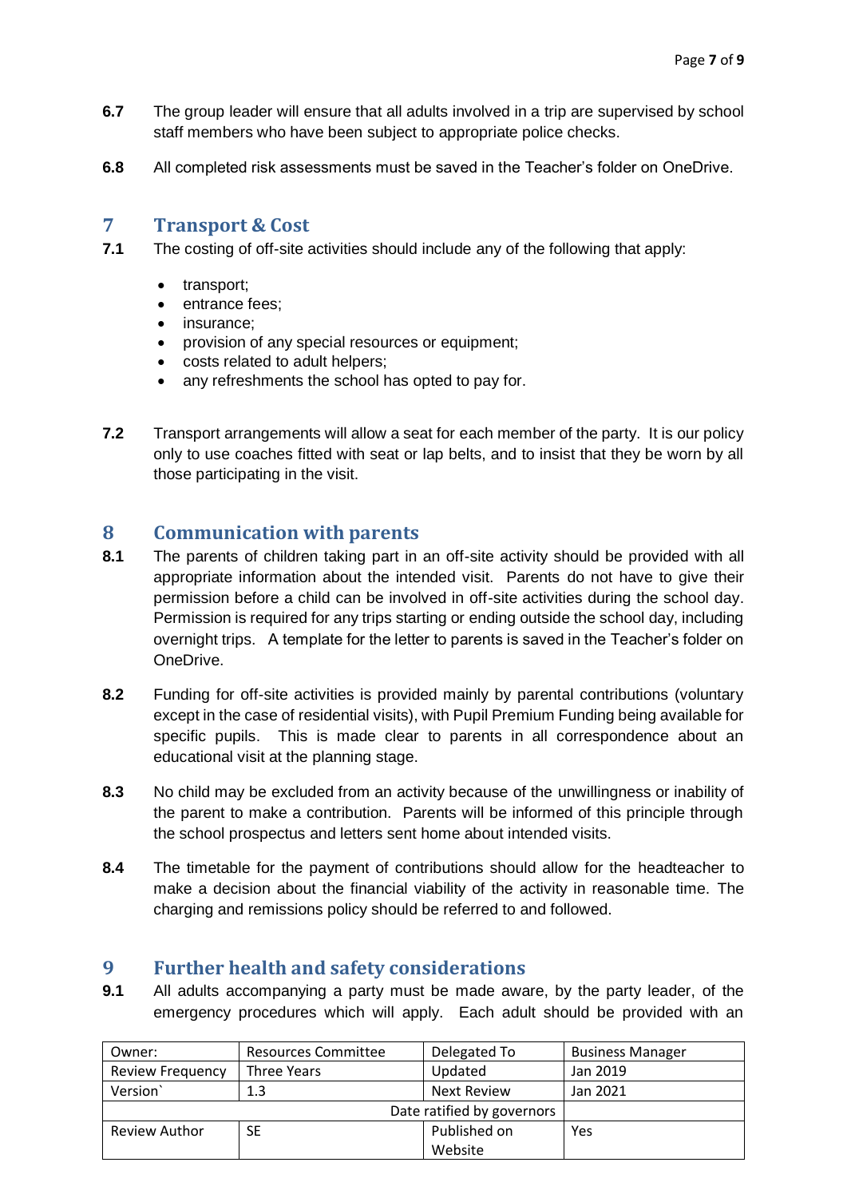**6.7** The group leader will ensure that all adults involved in a trip are supervised by school staff members who have been subject to appropriate police checks.

**6.8** All completed risk assessments must be saved in the Teacher's folder on OneDrive.

## 7 Transport & Cost

**7.1** The costing of off-site activities should include any of the following that apply:

- transport;
- entrance fees;
- insurance;
- provision of any special resources or equipment;
- costs related to adult helpers;
- any refreshments the school has opted to pay for.

**7.2** Transport arrangements will allow a seat for each member of the party. It is our policy only to use coaches fitted with seat or lap belts, and to insist that they be worn by all those participating in the visit.

## 8 Communication with parents

**8.1** The parents of children taking part in an off-site activity should be provided with all appropriate information about the intended visit. Parents do not have to give their permission before a child can be involved in off-site activities during the school day. Permission is required for any trips starting or ending outside the school day, including overnight trips. A template for the letter to parents is saved in the Teacher's folder on OneDrive.

**8.2** Funding for off-site activities is provided mainly by parental contributions (voluntary except in the case of residential visits), with Pupil Premium Funding being available for specific pupils. This is made clear to parents in all correspondence about an educational visit at the planning stage.

**8.3** No child may be excluded from an activity because of the unwillingness or inability of the parent to make a contribution. Parents will be informed of this principle through the school prospectus and letters sent home about intended visits.

**8.4** The timetable for the payment of contributions should allow for the headteacher to make a decision about the financial viability of the activity in reasonable time. The charging and remissions policy should be referred to and followed.

## 9 Further health and safety considerations

**9.1** All adults accompanying a party must be made aware, by the party leader, of the emergency procedures which will apply. Each adult should be provided with an

| Owner: | Resources Committee | Delegated To | Business Manager |
|---|---|---|---|
| Review Frequency | Three Years | Updated | Jan 2019 |
| Version` | 1.3 | Next Review | Jan 2021 |
| Date ratified by governors | | | |
| Review Author | SE | Published on Website | Yes |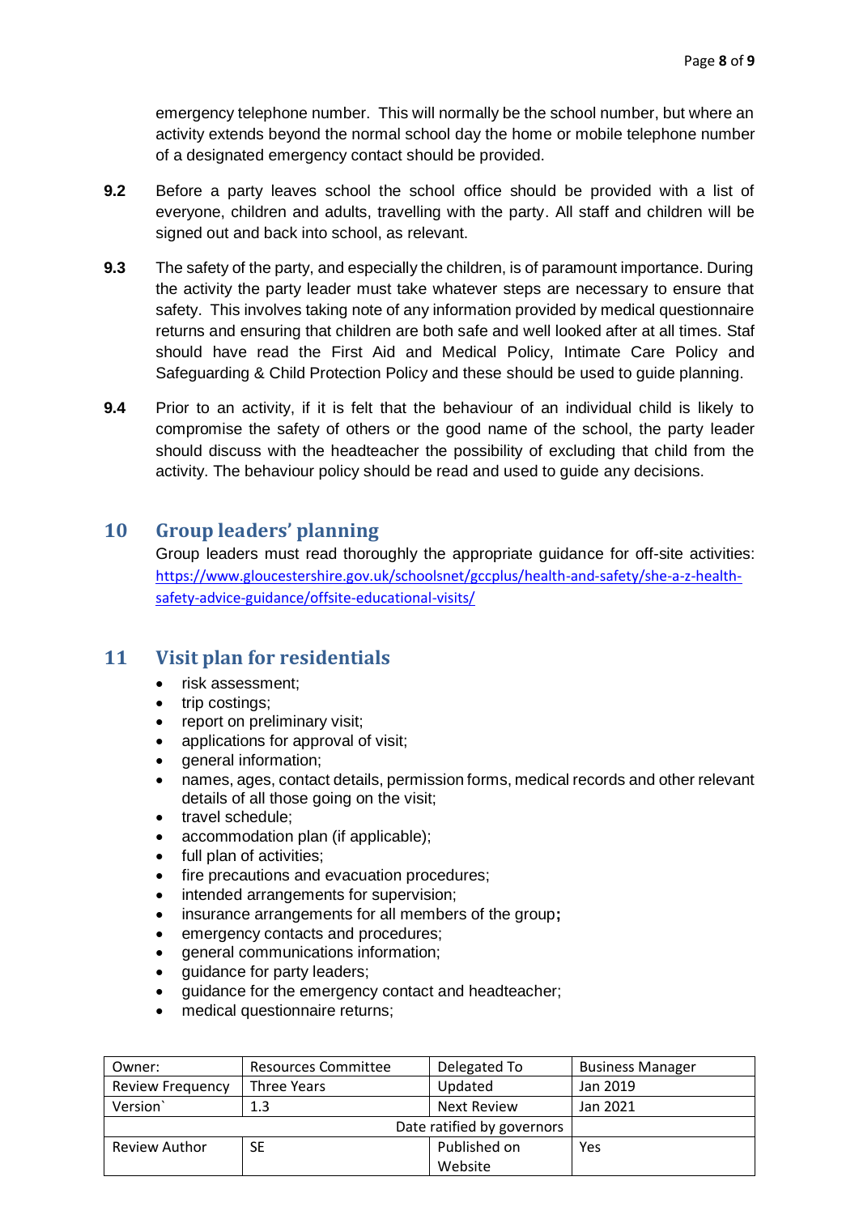emergency telephone number. This will normally be the school number, but where an activity extends beyond the normal school day the home or mobile telephone number of a designated emergency contact should be provided.

**9.2** Before a party leaves school the school office should be provided with a list of everyone, children and adults, travelling with the party. All staff and children will be signed out and back into school, as relevant.

**9.3** The safety of the party, and especially the children, is of paramount importance. During the activity the party leader must take whatever steps are necessary to ensure that safety. This involves taking note of any information provided by medical questionnaire returns and ensuring that children are both safe and well looked after at all times. Staf should have read the First Aid and Medical Policy, Intimate Care Policy and Safeguarding & Child Protection Policy and these should be used to guide planning.

**9.4** Prior to an activity, if it is felt that the behaviour of an individual child is likely to compromise the safety of others or the good name of the school, the party leader should discuss with the headteacher the possibility of excluding that child from the activity. The behaviour policy should be read and used to guide any decisions.

## 10 Group leaders' planning

Group leaders must read thoroughly the appropriate guidance for off-site activities: https://www.gloucestershire.gov.uk/schoolsnet/gccplus/health-and-safety/she-a-z-health-safety-advice-guidance/offsite-educational-visits/

## 11 Visit plan for residentials

- risk assessment;
- trip costings;
- report on preliminary visit;
- applications for approval of visit;
- general information;
- names, ages, contact details, permission forms, medical records and other relevant details of all those going on the visit;
- travel schedule;
- accommodation plan (if applicable);
- full plan of activities;
- fire precautions and evacuation procedures;
- intended arrangements for supervision;
- insurance arrangements for all members of the group**;**
- emergency contacts and procedures;
- general communications information;
- guidance for party leaders;
- guidance for the emergency contact and headteacher;
- medical questionnaire returns;

| Owner: | Resources Committee | Delegated To | Business Manager |
|---|---|---|---|
| Review Frequency | Three Years | Updated | Jan 2019 |
| Version` | 1.3 | Next Review | Jan 2021 |
| | | Date ratified by governors | |
| Review Author | SE | Published on Website | Yes |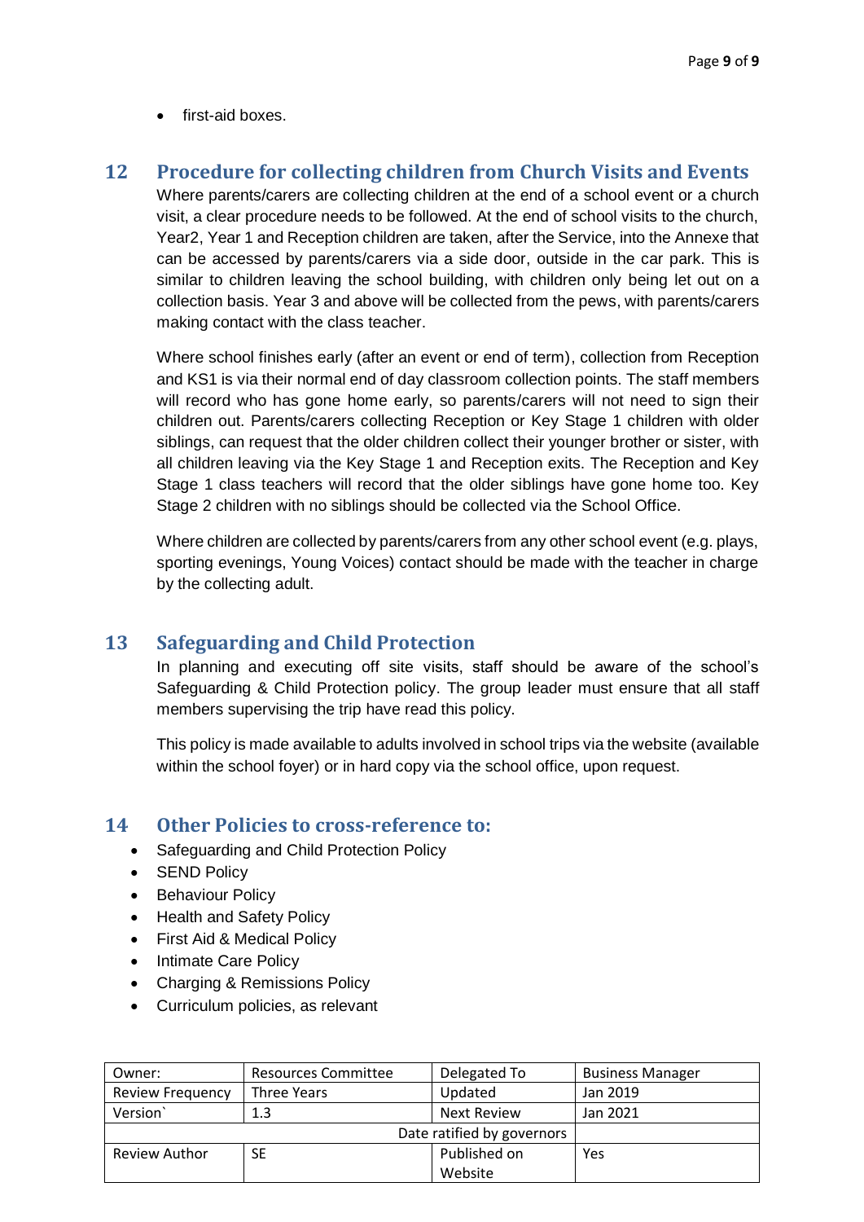- first-aid boxes.

## 12 Procedure for collecting children from Church Visits and Events

Where parents/carers are collecting children at the end of a school event or a church visit, a clear procedure needs to be followed. At the end of school visits to the church, Year2, Year 1 and Reception children are taken, after the Service, into the Annexe that can be accessed by parents/carers via a side door, outside in the car park. This is similar to children leaving the school building, with children only being let out on a collection basis. Year 3 and above will be collected from the pews, with parents/carers making contact with the class teacher.

Where school finishes early (after an event or end of term), collection from Reception and KS1 is via their normal end of day classroom collection points. The staff members will record who has gone home early, so parents/carers will not need to sign their children out. Parents/carers collecting Reception or Key Stage 1 children with older siblings, can request that the older children collect their younger brother or sister, with all children leaving via the Key Stage 1 and Reception exits. The Reception and Key Stage 1 class teachers will record that the older siblings have gone home too. Key Stage 2 children with no siblings should be collected via the School Office.

Where children are collected by parents/carers from any other school event (e.g. plays, sporting evenings, Young Voices) contact should be made with the teacher in charge by the collecting adult.

## 13 Safeguarding and Child Protection

In planning and executing off site visits, staff should be aware of the school's Safeguarding & Child Protection policy. The group leader must ensure that all staff members supervising the trip have read this policy.

This policy is made available to adults involved in school trips via the website (available within the school foyer) or in hard copy via the school office, upon request.

## 14 Other Policies to cross-reference to:

- Safeguarding and Child Protection Policy
- SEND Policy
- Behaviour Policy
- Health and Safety Policy
- First Aid & Medical Policy
- Intimate Care Policy
- Charging & Remissions Policy
- Curriculum policies, as relevant

| | | | |
|---|---|---|---|
| Owner: | Resources Committee | Delegated To | Business Manager |
| Review Frequency | Three Years | Updated | Jan 2019 |
| Version` | 1.3 | Next Review | Jan 2021 |
| | | Date ratified by governors | |
| Review Author | SE | Published on Website | Yes |